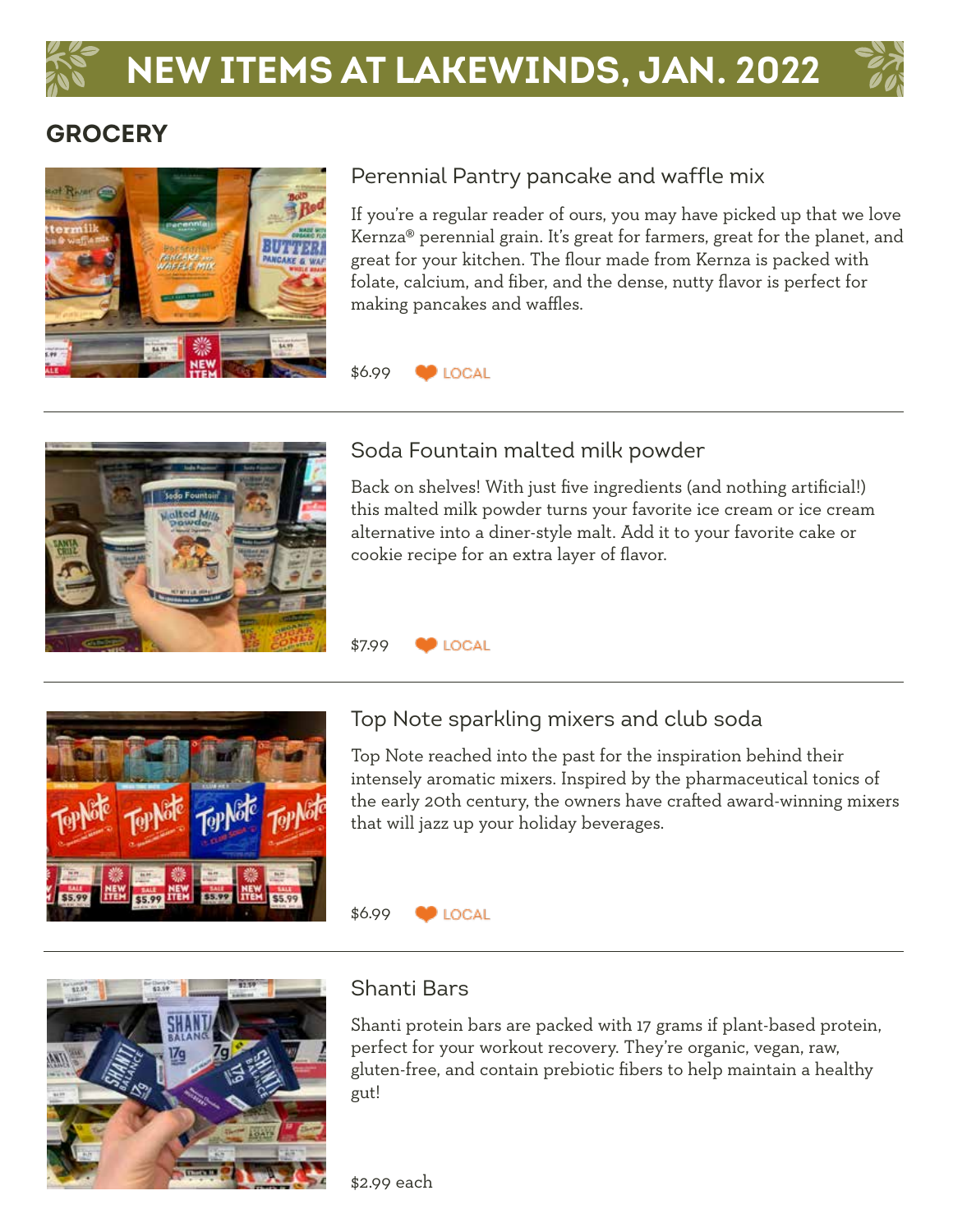# NEW ITEMS AT LAKEWINDS, JAN. 2022

## GROCERY

### Perennial Pantry pancake and waffle mix

If you're a regular reader of ours, you may have picked up that we love Kernza® perennial grain. It's great for farmers, great for the planet, and great for your kitchen. The flour made from Kernza is packed with folate, calcium, and fiber, and the dense, nutty flavor is perfect for making pancakes and waffles.

$6.99 LOCAL

---

### Soda Fountain malted milk powder

Back on shelves! With just five ingredients (and nothing artificial!) this malted milk powder turns your favorite ice cream or ice cream alternative into a diner-style malt. Add it to your favorite cake or cookie recipe for an extra layer of flavor.

$7.99 LOCAL

---

### Top Note sparkling mixers and club soda

Top Note reached into the past for the inspiration behind their intensely aromatic mixers. Inspired by the pharmaceutical tonics of the early 20th century, the owners have crafted award-winning mixers that will jazz up your holiday beverages.

$6.99 LOCAL

---

### Shanti Bars

Shanti protein bars are packed with 17 grams if plant-based protein, perfect for your workout recovery. They're organic, vegan, raw, gluten-free, and contain prebiotic fibers to help maintain a healthy gut!

$2.99 each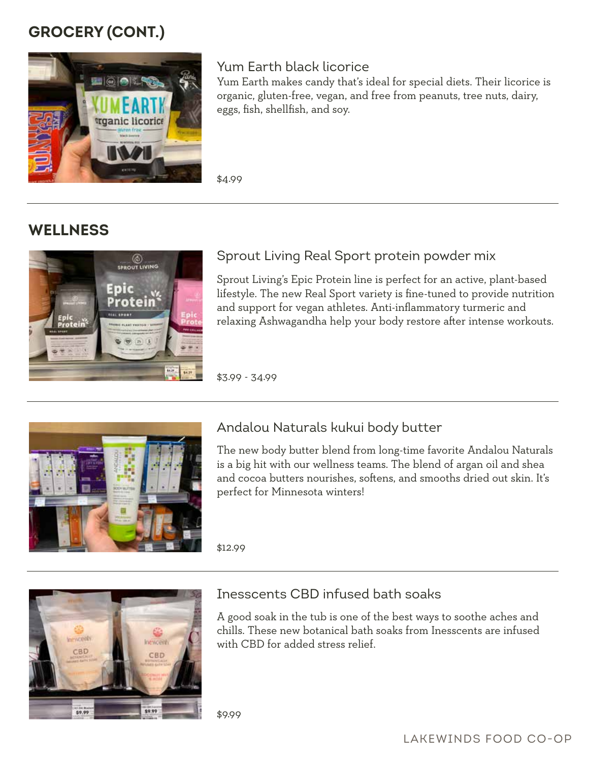## GROCERY (CONT.)

### Yum Earth black licorice

Yum Earth makes candy that's ideal for special diets. Their licorice is organic, gluten-free, vegan, and free from peanuts, tree nuts, dairy, eggs, fish, shellfish, and soy.

$4.99

---

## WELLNESS

### Sprout Living Real Sport protein powder mix

Sprout Living's Epic Protein line is perfect for an active, plant-based lifestyle. The new Real Sport variety is fine-tuned to provide nutrition and support for vegan athletes. Anti-inflammatory turmeric and relaxing Ashwagandha help your body restore after intense workouts.

$3.99 - 34.99

---

### Andalou Naturals kukui body butter

The new body butter blend from long-time favorite Andalou Naturals is a big hit with our wellness teams. The blend of argan oil and shea and cocoa butters nourishes, softens, and smooths dried out skin. It's perfect for Minnesota winters!

$12.99

---

### Inesscents CBD infused bath soaks

A good soak in the tub is one of the best ways to soothe aches and chills. These new botanical bath soaks from Inesscents are infused with CBD for added stress relief.

$9.99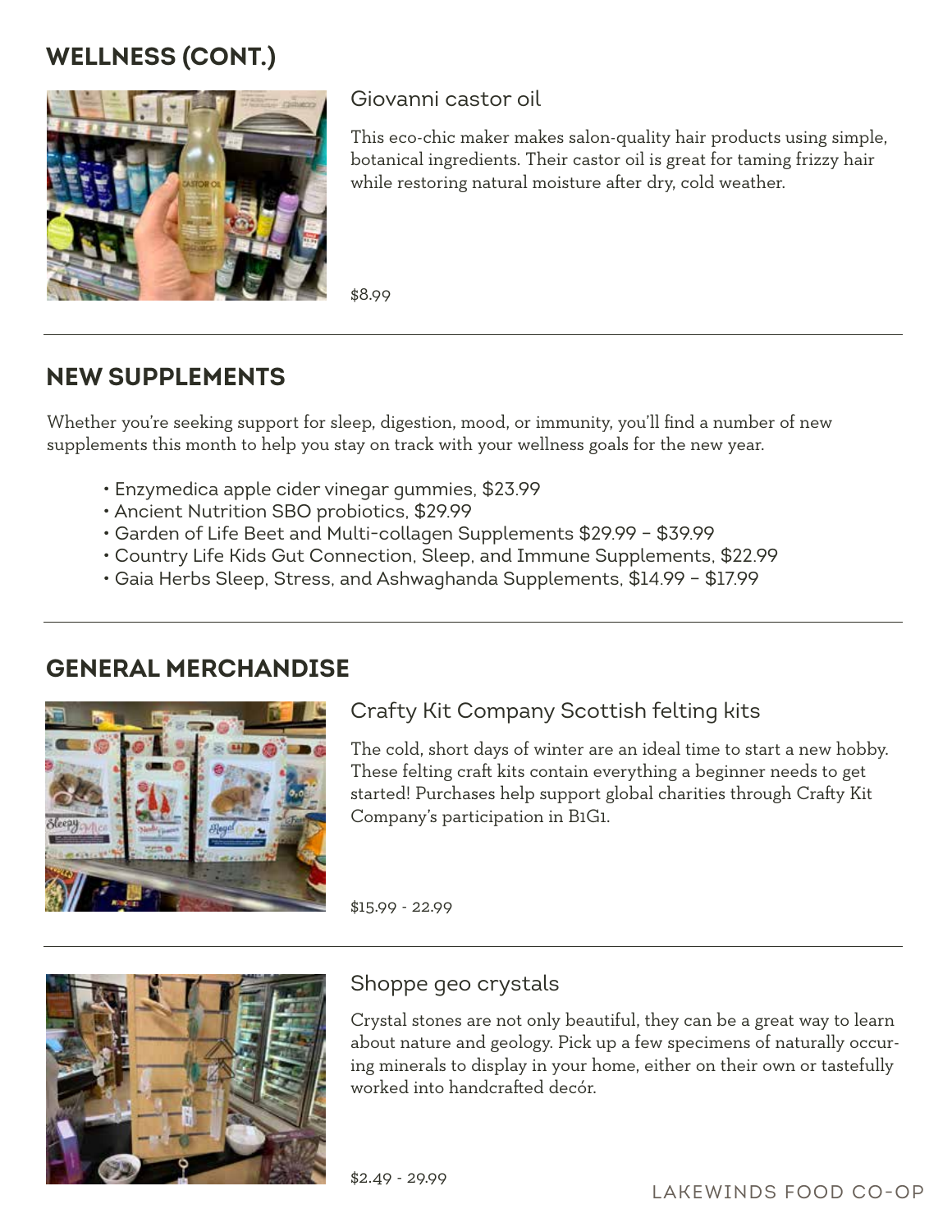## WELLNESS (CONT.)

### Giovanni castor oil

This eco-chic maker makes salon-quality hair products using simple, botanical ingredients. Their castor oil is great for taming frizzy hair while restoring natural moisture after dry, cold weather.

$8.99

---

## NEW SUPPLEMENTS

Whether you're seeking support for sleep, digestion, mood, or immunity, you'll find a number of new supplements this month to help you stay on track with your wellness goals for the new year.

- Enzymedica apple cider vinegar gummies, $23.99
- Ancient Nutrition SBO probiotics, $29.99
- Garden of Life Beet and Multi-collagen Supplements $29.99 – $39.99
- Country Life Kids Gut Connection, Sleep, and Immune Supplements, $22.99
- Gaia Herbs Sleep, Stress, and Ashwaghanda Supplements, $14.99 – $17.99

---

## GENERAL MERCHANDISE

### Crafty Kit Company Scottish felting kits

The cold, short days of winter are an ideal time to start a new hobby. These felting craft kits contain everything a beginner needs to get started! Purchases help support global charities through Crafty Kit Company's participation in B1G1.

$15.99 - 22.99

---

### Shoppe geo crystals

Crystal stones are not only beautiful, they can be a great way to learn about nature and geology. Pick up a few specimens of naturally occurring minerals to display in your home, either on their own or tastefully worked into handcrafted decór.

$2.49 - 29.99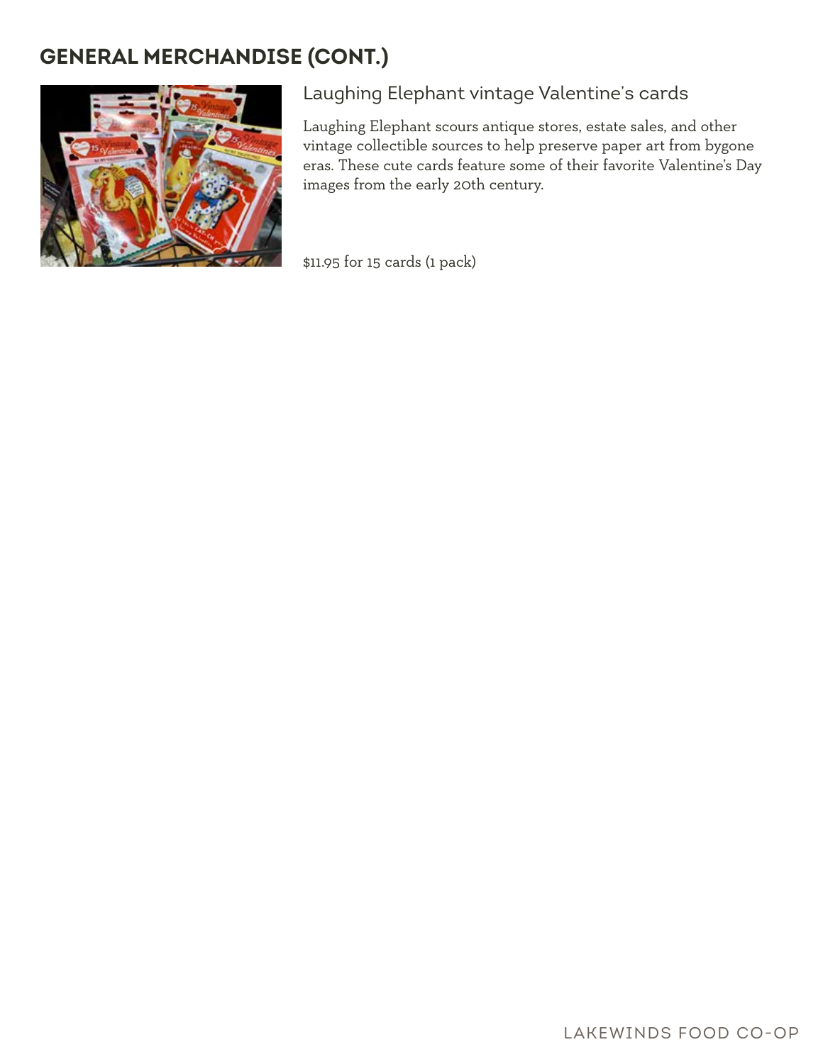## GENERAL MERCHANDISE (CONT.)

### Laughing Elephant vintage Valentine's cards

Laughing Elephant scours antique stores, estate sales, and other vintage collectible sources to help preserve paper art from bygone eras. These cute cards feature some of their favorite Valentine's Day images from the early 20th century.

$11.95 for 15 cards (1 pack)